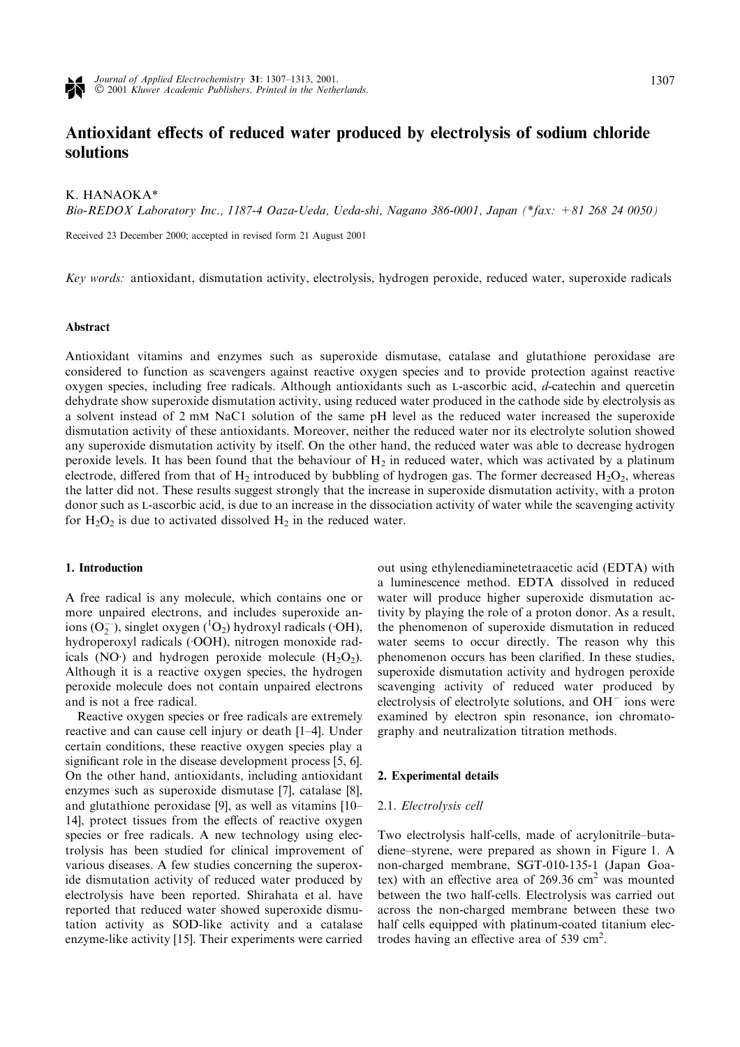# Antioxidant effects of reduced water produced by electrolysis of sodium chloride solutions

K. HANAOKA*

*Bio-REDOX Laboratory Inc., 1187-4 Oaza-Ueda, Ueda-shi, Nagano 386-0001, Japan (*fax: +81 268 24 0050)*

Received 23 December 2000; accepted in revised form 21 August 2001

*Key words:* antioxidant, dismutation activity, electrolysis, hydrogen peroxide, reduced water, superoxide radicals

## Abstract

Antioxidant vitamins and enzymes such as superoxide dismutase, catalase and glutathione peroxidase are considered to function as scavengers against reactive oxygen species and to provide protection against reactive oxygen species, including free radicals. Although antioxidants such as L-ascorbic acid, *d*-catechin and quercetin dehydrate show superoxide dismutation activity, using reduced water produced in the cathode side by electrolysis as a solvent instead of 2 mM NaC1 solution of the same pH level as the reduced water increased the superoxide dismutation activity of these antioxidants. Moreover, neither the reduced water nor its electrolyte solution showed any superoxide dismutation activity by itself. On the other hand, the reduced water was able to decrease hydrogen peroxide levels. It has been found that the behaviour of $H_2$ in reduced water, which was activated by a platinum electrode, differed from that of $H_2$ introduced by bubbling of hydrogen gas. The former decreased $H_2O_2$, whereas the latter did not. These results suggest strongly that the increase in superoxide dismutation activity, with a proton donor such as L-ascorbic acid, is due to an increase in the dissociation activity of water while the scavenging activity for $H_2O_2$ is due to activated dissolved $H_2$ in the reduced water.

## 1. Introduction

A free radical is any molecule, which contains one or more unpaired electrons, and includes superoxide anions ($O_2^{\cdot-}$), singlet oxygen ($^1O_2$) hydroxyl radicals ($\cdot OH$), hydroperoxyl radicals ($\cdot OOH$), nitrogen monoxide radicals ($NO\cdot$) and hydrogen peroxide molecule ($H_2O_2$). Although it is a reactive oxygen species, the hydrogen peroxide molecule does not contain unpaired electrons and is not a free radical.

Reactive oxygen species or free radicals are extremely reactive and can cause cell injury or death [1–4]. Under certain conditions, these reactive oxygen species play a significant role in the disease development process [5, 6]. On the other hand, antioxidants, including antioxidant enzymes such as superoxide dismutase [7], catalase [8], and glutathione peroxidase [9], as well as vitamins [10–14], protect tissues from the effects of reactive oxygen species or free radicals. A new technology using electrolysis has been studied for clinical improvement of various diseases. A few studies concerning the superoxide dismutation activity of reduced water produced by electrolysis have been reported. Shirahata et al. have reported that reduced water showed superoxide dismutation activity as SOD-like activity and a catalase enzyme-like activity [15]. Their experiments were carried out using ethylenediaminetetraacetic acid (EDTA) with a luminescence method. EDTA dissolved in reduced water will produce higher superoxide dismutation activity by playing the role of a proton donor. As a result, the phenomenon of superoxide dismutation in reduced water seems to occur directly. The reason why this phenomenon occurs has been clarified. In these studies, superoxide dismutation activity and hydrogen peroxide scavenging activity of reduced water produced by electrolysis of electrolyte solutions, and $OH^-$ ions were examined by electron spin resonance, ion chromatography and neutralization titration methods.

## 2. Experimental details

### 2.1. Electrolysis cell

Two electrolysis half-cells, made of acrylonitrile–butadiene–styrene, were prepared as shown in Figure 1. A non-charged membrane, SGT-010-135-1 (Japan Goatex) with an effective area of 269.36 cm$^2$ was mounted between the two half-cells. Electrolysis was carried out across the non-charged membrane between these two half cells equipped with platinum-coated titanium electrodes having an effective area of 539 cm$^2$.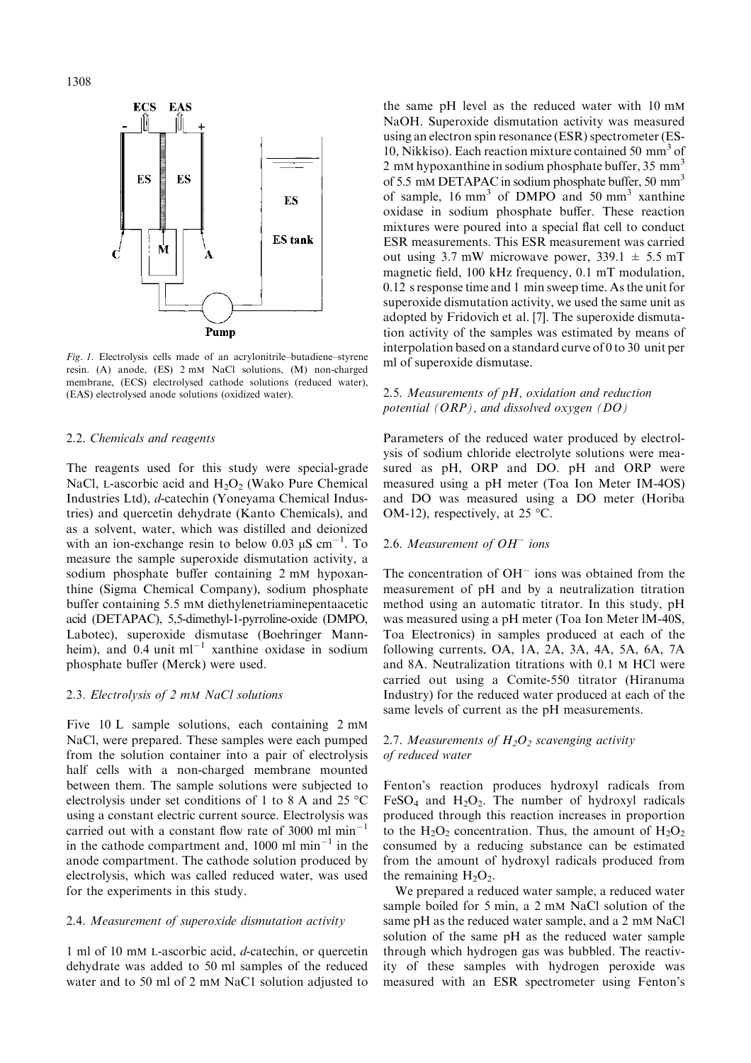Fig. 1. Electrolysis cells made of an acrylonitrile–butadiene–styrene resin. (A) anode, (ES) 2 mM NaCl solutions, (M) non-charged membrane, (ECS) electrolysed cathode solutions (reduced water), (EAS) electrolysed anode solutions (oxidized water).

### 2.2. Chemicals and reagents

The reagents used for this study were special-grade NaCl, L-ascorbic acid and $H_2O_2$ (Wako Pure Chemical Industries Ltd), *d*-catechin (Yoneyama Chemical Industries) and quercetin dehydrate (Kanto Chemicals), and as a solvent, water, which was distilled and deionized with an ion-exchange resin to below 0.03 μS $cm^{-1}$. To measure the sample superoxide dismutation activity, a sodium phosphate buffer containing 2 mM hypoxanthine (Sigma Chemical Company), sodium phosphate buffer containing 5.5 mM diethylenetriaminepentaacetic acid (DETAPAC), 5,5-dimethyl-1-pyrroline-oxide (DMPO, Labotec), superoxide dismutase (Boehringer Mannheim), and 0.4 unit $ml^{-1}$ xanthine oxidase in sodium phosphate buffer (Merck) were used.

### 2.3. Electrolysis of 2 mM NaCl solutions

Five 10 L sample solutions, each containing 2 mM NaCl, were prepared. These samples were each pumped from the solution container into a pair of electrolysis half cells with a non-charged membrane mounted between them. The sample solutions were subjected to electrolysis under set conditions of 1 to 8 A and 25 °C using a constant electric current source. Electrolysis was carried out with a constant flow rate of 3000 ml $min^{-1}$ in the cathode compartment and, 1000 ml $min^{-1}$ in the anode compartment. The cathode solution produced by electrolysis, which was called reduced water, was used for the experiments in this study.

### 2.4. Measurement of superoxide dismutation activity

1 ml of 10 mM L-ascorbic acid, *d*-catechin, or quercetin dehydrate was added to 50 ml samples of the reduced water and to 50 ml of 2 mM NaCl solution adjusted to the same pH level as the reduced water with 10 mM NaOH. Superoxide dismutation activity was measured using an electron spin resonance (ESR) spectrometer (ES-10, Nikkiso). Each reaction mixture contained 50 $mm^3$ of 2 mM hypoxanthine in sodium phosphate buffer, 35 $mm^3$ of 5.5 mM DETAPAC in sodium phosphate buffer, 50 $mm^3$ of sample, 16 $mm^3$ of DMPO and 50 $mm^3$ xanthine oxidase in sodium phosphate buffer. These reaction mixtures were poured into a special flat cell to conduct ESR measurements. This ESR measurement was carried out using 3.7 mW microwave power, 339.1 ± 5.5 mT magnetic field, 100 kHz frequency, 0.1 mT modulation, 0.12 s response time and 1 min sweep time. As the unit for superoxide dismutation activity, we used the same unit as adopted by Fridovich et al. [7]. The superoxide dismutation activity of the samples was estimated by means of interpolation based on a standard curve of 0 to 30 unit per ml of superoxide dismutase.

### 2.5. Measurements of pH, oxidation and reduction potential (ORP), and dissolved oxygen (DO)

Parameters of the reduced water produced by electrolysis of sodium chloride electrolyte solutions were measured as pH, ORP and DO. pH and ORP were measured using a pH meter (Toa Ion Meter IM-4OS) and DO was measured using a DO meter (Horiba OM-12), respectively, at 25 °C.

### 2.6. Measurement of $OH^-$ ions

The concentration of $OH^-$ ions was obtained from the measurement of pH and by a neutralization titration method using an automatic titrator. In this study, pH was measured using a pH meter (Toa Ion Meter IM-40S, Toa Electronics) in samples produced at each of the following currents, OA, 1A, 2A, 3A, 4A, 5A, 6A, 7A and 8A. Neutralization titrations with 0.1 M HCl were carried out using a Comite-550 titrator (Hiranuma Industry) for the reduced water produced at each of the same levels of current as the pH measurements.

### 2.7. Measurements of $H_2O_2$ scavenging activity of reduced water

Fenton's reaction produces hydroxyl radicals from $FeSO_4$ and $H_2O_2$. The number of hydroxyl radicals produced through this reaction increases in proportion to the $H_2O_2$ concentration. Thus, the amount of $H_2O_2$ consumed by a reducing substance can be estimated from the amount of hydroxyl radicals produced from the remaining $H_2O_2$.

We prepared a reduced water sample, a reduced water sample boiled for 5 min, a 2 mM NaCl solution of the same pH as the reduced water sample, and a 2 mM NaCl solution of the same pH as the reduced water sample through which hydrogen gas was bubbled. The reactivity of these samples with hydrogen peroxide was measured with an ESR spectrometer using Fenton's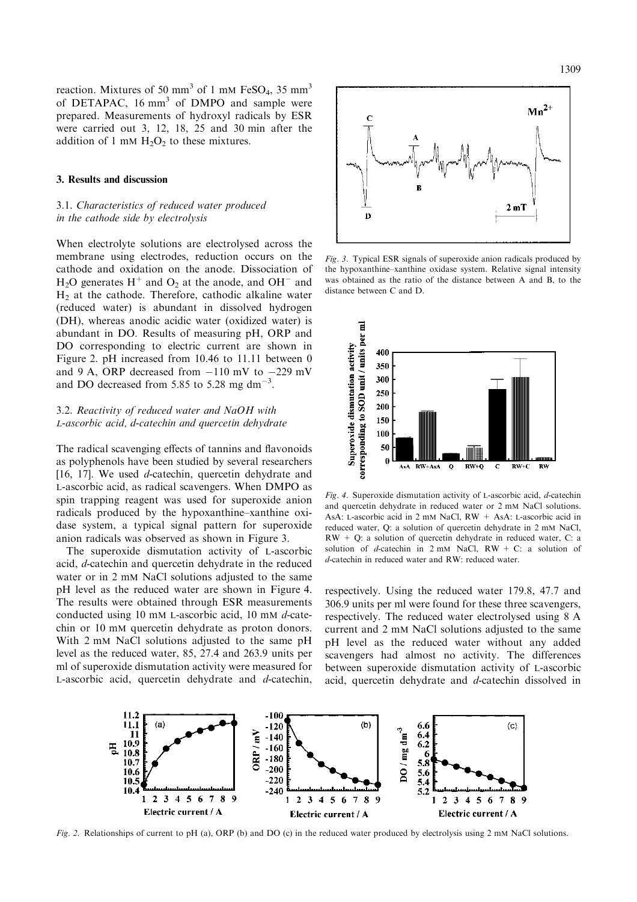reaction. Mixtures of 50 $mm^3$ of 1 mM $FeSO_4$, 35 $mm^3$ of DETAPAC, 16 $mm^3$ of DMPO and sample were prepared. Measurements of hydroxyl radicals by ESR were carried out 3, 12, 18, 25 and 30 min after the addition of 1 mM $H_2O_2$ to these mixtures.

## 3. Results and discussion

### 3.1. *Characteristics of reduced water produced in the cathode side by electrolysis*

When electrolyte solutions are electrolysed across the membrane using electrodes, reduction occurs on the cathode and oxidation on the anode. Dissociation of $H_2O$ generates $H^+$ and $O_2$ at the anode, and $OH^-$ and $H_2$ at the cathode. Therefore, cathodic alkaline water (reduced water) is abundant in dissolved hydrogen (DH), whereas anodic acidic water (oxidized water) is abundant in DO. Results of measuring pH, ORP and DO corresponding to electric current are shown in Figure 2. pH increased from 10.46 to 11.11 between 0 and 9 A, ORP decreased from −110 mV to −229 mV and DO decreased from 5.85 to 5.28 mg $dm^{-3}$.

### 3.2. *Reactivity of reduced water and NaOH with L-ascorbic acid, d-catechin and quercetin dehydrate*

The radical scavenging effects of tannins and flavonoids as polyphenols have been studied by several researchers [16, 17]. We used *d*-catechin, quercetin dehydrate and L-ascorbic acid, as radical scavengers. When DMPO as spin trapping reagent was used for superoxide anion radicals produced by the hypoxanthine–xanthine oxidase system, a typical signal pattern for superoxide anion radicals was observed as shown in Figure 3.

The superoxide dismutation activity of L-ascorbic acid, *d*-catechin and quercetin dehydrate in the reduced water or in 2 mM NaCl solutions adjusted to the same pH level as the reduced water are shown in Figure 4. The results were obtained through ESR measurements conducted using 10 mM L-ascorbic acid, 10 mM *d*-catechin or 10 mM quercetin dehydrate as proton donors. With 2 mM NaCl solutions adjusted to the same pH level as the reduced water, 85, 27.4 and 263.9 units per ml of superoxide dismutation activity were measured for L-ascorbic acid, quercetin dehydrate and *d*-catechin, respectively. Using the reduced water 179.8, 47.7 and 306.9 units per ml were found for these three scavengers, respectively. The reduced water electrolysed using 8 A current and 2 mM NaCl solutions adjusted to the same pH level as the reduced water without any added scavengers had almost no activity. The differences between superoxide dismutation activity of L-ascorbic acid, quercetin dehydrate and *d*-catechin dissolved in

*Fig. 3*. Typical ESR signals of superoxide anion radicals produced by the hypoxanthine–xanthine oxidase system. Relative signal intensity was obtained as the ratio of the distance between A and B, to the distance between C and D.

*Fig. 4*. Superoxide dismutation activity of L-ascorbic acid, *d*-catechin and quercetin dehydrate in reduced water or 2 mM NaCl solutions. AsA: L-ascorbic acid in 2 mM NaCl, RW + AsA: L-ascorbic acid in reduced water, Q: a solution of quercetin dehydrate in 2 mM NaCl, RW + Q: a solution of quercetin dehydrate in reduced water, C: a solution of *d*-catechin in 2 mM NaCl, RW + C: a solution of *d*-catechin in reduced water and RW: reduced water.

*Fig. 2*. Relationships of current to pH (a), ORP (b) and DO (c) in the reduced water produced by electrolysis using 2 mM NaCl solutions.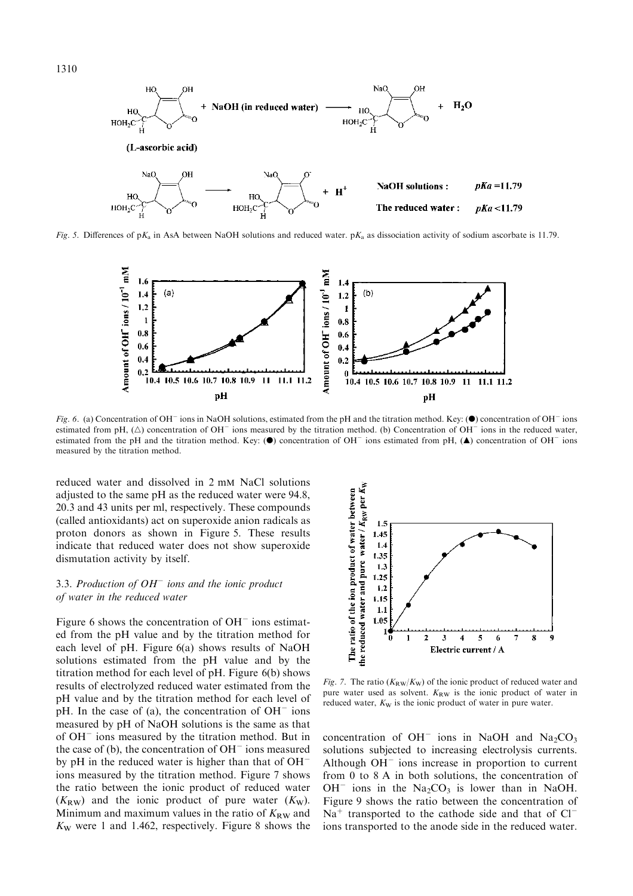Fig. 5. Differences of $pK_a$ in AsA between NaOH solutions and reduced water. $pK_a$ as dissociation activity of sodium ascorbate is 11.79.

Fig. 6. (a) Concentration of $OH^-$ ions in NaOH solutions, estimated from the pH and the titration method. Key: (●) concentration of $OH^-$ ions estimated from pH, (△) concentration of $OH^-$ ions measured by the titration method. (b) Concentration of $OH^-$ ions in the reduced water, estimated from the pH and the titration method. Key: (●) concentration of $OH^-$ ions estimated from pH, (▲) concentration of $OH^-$ ions measured by the titration method.

reduced water and dissolved in 2 mM NaCl solutions adjusted to the same pH as the reduced water were 94.8, 20.3 and 43 units per ml, respectively. These compounds (called antioxidants) act on superoxide anion radicals as proton donors as shown in Figure 5. These results indicate that reduced water does not show superoxide dismutation activity by itself.

### 3.3. *Production of $OH^-$ ions and the ionic product of water in the reduced water*

Figure 6 shows the concentration of $OH^-$ ions estimated from the pH value and by the titration method for each level of pH. Figure 6(a) shows results of NaOH solutions estimated from the pH value and by the titration method for each level of pH. Figure 6(b) shows results of electrolyzed reduced water estimated from the pH value and by the titration method for each level of pH. In the case of (a), the concentration of $OH^-$ ions measured by pH of NaOH solutions is the same as that of $OH^-$ ions measured by the titration method. But in the case of (b), the concentration of $OH^-$ ions measured by pH in the reduced water is higher than that of $OH^-$ ions measured by the titration method. Figure 7 shows the ratio between the ionic product of reduced water ($K_{RW}$) and the ionic product of pure water ($K_W$). Minimum and maximum values in the ratio of $K_{RW}$ and $K_W$ were 1 and 1.462, respectively. Figure 8 shows the concentration of $OH^-$ ions in NaOH and $Na_2CO_3$ solutions subjected to increasing electrolysis currents. Although $OH^-$ ions increase in proportion to current from 0 to 8 A in both solutions, the concentration of $OH^-$ ions in the $Na_2CO_3$ is lower than in NaOH. Figure 9 shows the ratio between the concentration of $Na^+$ transported to the cathode side and that of $Cl^-$ ions transported to the anode side in the reduced water.

Fig. 7. The ratio ($K_{RW}/K_W$) of the ionic product of reduced water and pure water used as solvent. $K_{RW}$ is the ionic product of water in reduced water, $K_W$ is the ionic product of water in pure water.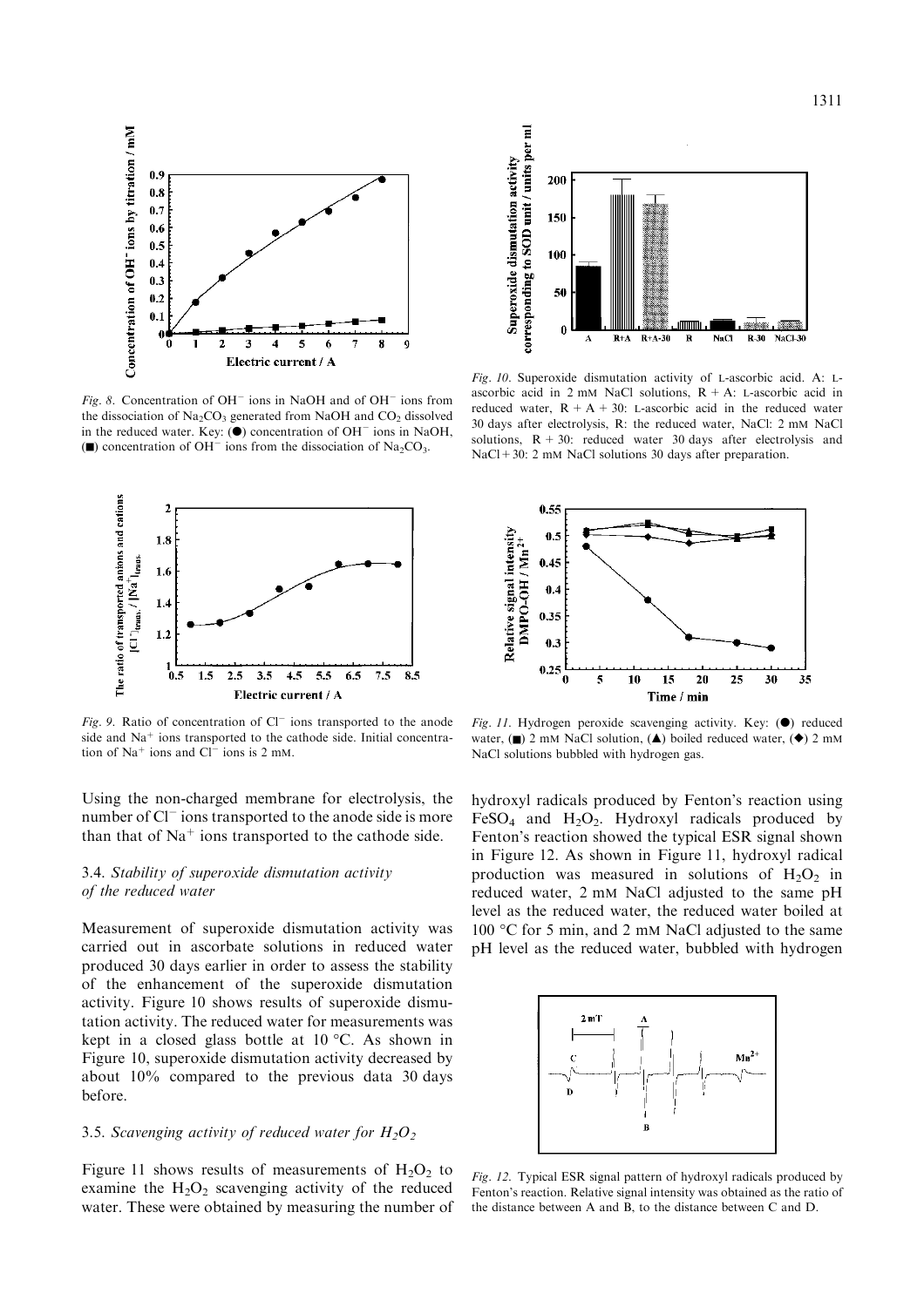*Fig. 8.* Concentration of $OH^-$ ions in NaOH and of $OH^-$ ions from the dissociation of $Na_2CO_3$ generated from NaOH and $CO_2$ dissolved in the reduced water. Key: (●) concentration of $OH^-$ ions in NaOH, (■) concentration of $OH^-$ ions from the dissociation of $Na_2CO_3$.

*Fig. 9.* Ratio of concentration of $Cl^-$ ions transported to the anode side and $Na^+$ ions transported to the cathode side. Initial concentration of $Na^+$ ions and $Cl^-$ ions is 2 mM.

Using the non-charged membrane for electrolysis, the number of $Cl^-$ ions transported to the anode side is more than that of $Na^+$ ions transported to the cathode side.

### 3.4. *Stability of superoxide dismutation activity of the reduced water*

Measurement of superoxide dismutation activity was carried out in ascorbate solutions in reduced water produced 30 days earlier in order to assess the stability of the enhancement of the superoxide dismutation activity. Figure 10 shows results of superoxide dismutation activity. The reduced water for measurements was kept in a closed glass bottle at 10 °C. As shown in Figure 10, superoxide dismutation activity decreased by about 10% compared to the previous data 30 days before.

### 3.5. *Scavenging activity of reduced water for $H_2O_2$*

Figure 11 shows results of measurements of $H_2O_2$ to examine the $H_2O_2$ scavenging activity of the reduced water. These were obtained by measuring the number of hydroxyl radicals produced by Fenton's reaction using $FeSO_4$ and $H_2O_2$. Hydroxyl radicals produced by Fenton's reaction showed the typical ESR signal shown in Figure 12. As shown in Figure 11, hydroxyl radical production was measured in solutions of $H_2O_2$ in reduced water, 2 mM NaCl adjusted to the same pH level as the reduced water, the reduced water boiled at 100 °C for 5 min, and 2 mM NaCl adjusted to the same pH level as the reduced water, bubbled with hydrogen

*Fig. 10.* Superoxide dismutation activity of L-ascorbic acid. A: L-ascorbic acid in 2 mM NaCl solutions, R + A: L-ascorbic acid in reduced water, R + A + 30: L-ascorbic acid in the reduced water 30 days after electrolysis, R: the reduced water, NaCl: 2 mM NaCl solutions, R + 30: reduced water 30 days after electrolysis and NaCl + 30: 2 mM NaCl solutions 30 days after preparation.

*Fig. 11.* Hydrogen peroxide scavenging activity. Key: (●) reduced water, (■) 2 mM NaCl solution, (▲) boiled reduced water, (◆) 2 mM NaCl solutions bubbled with hydrogen gas.

*Fig. 12.* Typical ESR signal pattern of hydroxyl radicals produced by Fenton's reaction. Relative signal intensity was obtained as the ratio of the distance between A and B, to the distance between C and D.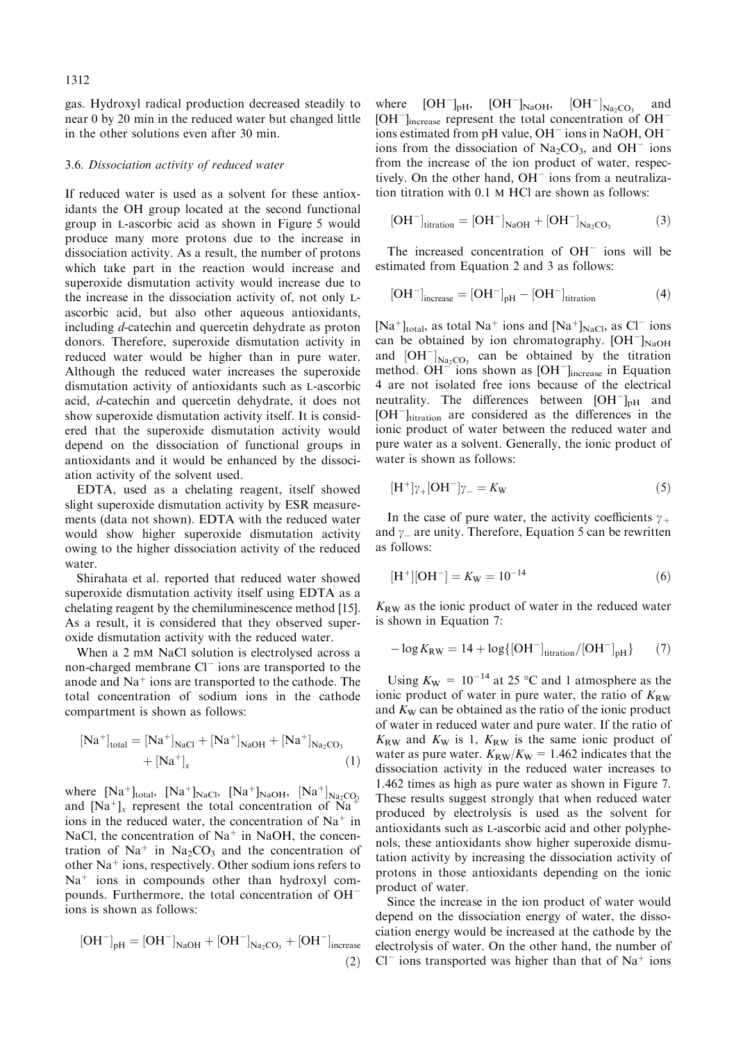gas. Hydroxyl radical production decreased steadily to near 0 by 20 min in the reduced water but changed little in the other solutions even after 30 min.

### 3.6. *Dissociation activity of reduced water*

If reduced water is used as a solvent for these antioxidants the OH group located at the second functional group in L-ascorbic acid as shown in Figure 5 would produce many more protons due to the increase in dissociation activity. As a result, the number of protons which take part in the reaction would increase and superoxide dismutation activity would increase due to the increase in the dissociation activity of, not only L-ascorbic acid, but also other aqueous antioxidants, including *d*-catechin and quercetin dehydrate as proton donors. Therefore, superoxide dismutation activity in reduced water would be higher than in pure water. Although the reduced water increases the superoxide dismutation activity of antioxidants such as L-ascorbic acid, *d*-catechin and quercetin dehydrate, it does not show superoxide dismutation activity itself. It is considered that the superoxide dismutation activity would depend on the dissociation of functional groups in antioxidants and it would be enhanced by the dissociation activity of the solvent used.

EDTA, used as a chelating reagent, itself showed slight superoxide dismutation activity by ESR measurements (data not shown). EDTA with the reduced water would show higher superoxide dismutation activity owing to the higher dissociation activity of the reduced water.

Shirahata et al. reported that reduced water showed superoxide dismutation activity itself using EDTA as a chelating reagent by the chemiluminescence method [15]. As a result, it is considered that they observed superoxide dismutation activity with the reduced water.

When a 2 mM NaCl solution is electrolysed across a non-charged membrane $Cl^-$ ions are transported to the anode and $Na^+$ ions are transported to the cathode. The total concentration of sodium ions in the cathode compartment is shown as follows:

$$[Na^+]_{total} = [Na^+]_{NaCl} + [Na^+]_{NaOH} + [Na^+]_{Na_2CO_3} + [Na^+]_x \quad (1)$$

where $[Na^+]_{total}$, $[Na^+]_{NaCl}$, $[Na^+]_{NaOH}$, $[Na^+]_{Na_2CO_3}$ and $[Na^+]_x$ represent the total concentration of $Na^+$ ions in the reduced water, the concentration of $Na^+$ in NaCl, the concentration of $Na^+$ in NaOH, the concentration of $Na^+$ in $Na_2CO_3$ and the concentration of other $Na^+$ ions, respectively. Other sodium ions refers to $Na^+$ ions in compounds other than hydroxyl compounds. Furthermore, the total concentration of $OH^-$ ions is shown as follows:

$$[OH^-]_{pH} = [OH^-]_{NaOH} + [OH^-]_{Na_2CO_3} + [OH^-]_{increase} \quad (2)$$

where $[OH^-]_{pH}$, $[OH^-]_{NaOH}$, $[OH^-]_{Na_2CO_3}$ and $[OH^-]_{increase}$ represent the total concentration of $OH^-$ ions estimated from pH value, $OH^-$ ions in NaOH, $OH^-$ ions from the dissociation of $Na_2CO_3$, and $OH^-$ ions from the increase of the ion product of water, respectively. On the other hand, $OH^-$ ions from a neutralization titration with 0.1 M HCl are shown as follows:

$$[OH^-]_{titration} = [OH^-]_{NaOH} + [OH^-]_{Na_2CO_3} \quad (3)$$

The increased concentration of $OH^-$ ions will be estimated from Equation 2 and 3 as follows:

$$[OH^-]_{increase} = [OH^-]_{pH} - [OH^-]_{titration} \quad (4)$$

$[Na^+]_{total}$, as total $Na^+$ ions and $[Na^+]_{NaCl}$, as $Cl^-$ ions can be obtained by ion chromatography. $[OH^-]_{NaOH}$ and $[OH^-]_{Na_2CO_3}$ can be obtained by the titration method. $OH^-$ ions shown as $[OH^-]_{increase}$ in Equation 4 are not isolated free ions because of the electrical neutrality. The differences between $[OH^-]_{pH}$ and $[OH^-]_{titration}$ are considered as the differences in the ionic product of water between the reduced water and pure water as a solvent. Generally, the ionic product of water is shown as follows:

$$[H^+]\gamma_+[OH^-]\gamma_- = K_W \quad (5)$$

In the case of pure water, the activity coefficients $\gamma_+$ and $\gamma_-$ are unity. Therefore, Equation 5 can be rewritten as follows:

$$[H^+][OH^-] = K_W = 10^{-14} \quad (6)$$

$K_{RW}$ as the ionic product of water in the reduced water is shown in Equation 7:

$$-\log K_{RW} = 14 + \log\{[OH^-]_{titration}/[OH^-]_{pH}\} \quad (7)$$

Using $K_W = 10^{-14}$ at 25 °C and 1 atmosphere as the ionic product of water in pure water, the ratio of $K_{RW}$ and $K_W$ can be obtained as the ratio of the ionic product of water in reduced water and pure water. If the ratio of $K_{RW}$ and $K_W$ is 1, $K_{RW}$ is the same ionic product of water as pure water. $K_{RW}/K_W = 1.462$ indicates that the dissociation activity in the reduced water increases to 1.462 times as high as pure water as shown in Figure 7. These results suggest strongly that when reduced water produced by electrolysis is used as the solvent for antioxidants such as L-ascorbic acid and other polyphenols, these antioxidants show higher superoxide dismutation activity by increasing the dissociation activity of protons in those antioxidants depending on the ionic product of water.

Since the increase in the ion product of water would depend on the dissociation energy of water, the dissociation energy would be increased at the cathode by the electrolysis of water. On the other hand, the number of $Cl^-$ ions transported was higher than that of $Na^+$ ions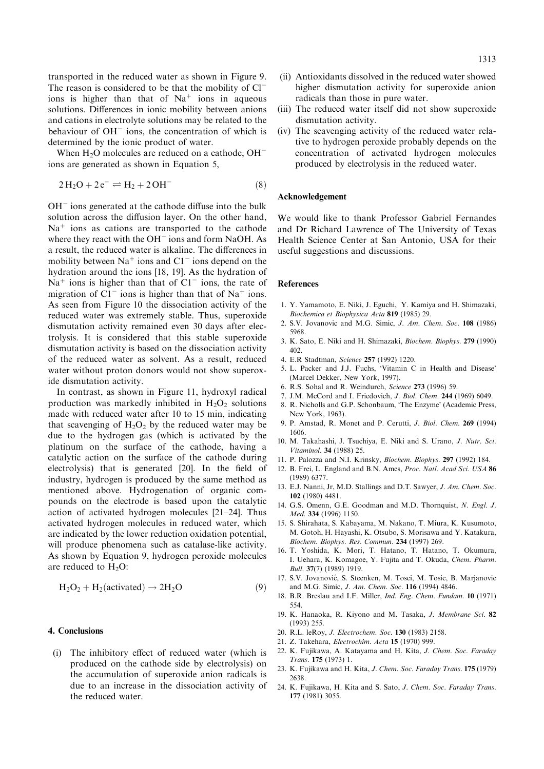transported in the reduced water as shown in Figure 9. The reason is considered to be that the mobility of $Cl^-$ ions is higher than that of $Na^+$ ions in aqueous solutions. Differences in ionic mobility between anions and cations in electrolyte solutions may be related to the behaviour of $OH^-$ ions, the concentration of which is determined by the ionic product of water.

When $H_2O$ molecules are reduced on a cathode, $OH^-$ ions are generated as shown in Equation 5,

$$2\,H_2O + 2\,e^- \rightleftharpoons H_2 + 2\,OH^- \qquad (8)$$

$OH^-$ ions generated at the cathode diffuse into the bulk solution across the diffusion layer. On the other hand, $Na^+$ ions as cations are transported to the cathode where they react with the $OH^-$ ions and form NaOH. As a result, the reduced water is alkaline. The differences in mobility between $Na^+$ ions and $C1^-$ ions depend on the hydration around the ions [18, 19]. As the hydration of $Na^+$ ions is higher than that of $C1^-$ ions, the rate of migration of $C1^-$ ions is higher than that of $Na^+$ ions. As seen from Figure 10 the dissociation activity of the reduced water was extremely stable. Thus, superoxide dismutation activity remained even 30 days after electrolysis. It is considered that this stable superoxide dismutation activity is based on the dissociation activity of the reduced water as solvent. As a result, reduced water without proton donors would not show superoxide dismutation activity.

In contrast, as shown in Figure 11, hydroxyl radical production was markedly inhibited in $H_2O_2$ solutions made with reduced water after 10 to 15 min, indicating that scavenging of $H_2O_2$ by the reduced water may be due to the hydrogen gas (which is activated by the platinum on the surface of the cathode, having a catalytic action on the surface of the cathode during electrolysis) that is generated [20]. In the field of industry, hydrogen is produced by the same method as mentioned above. Hydrogenation of organic compounds on the electrode is based upon the catalytic action of activated hydrogen molecules [21–24]. Thus activated hydrogen molecules in reduced water, which are indicated by the lower reduction oxidation potential, will produce phenomena such as catalase-like activity. As shown by Equation 9, hydrogen peroxide molecules are reduced to $H_2O$:

$$H_2O_2 + H_2(\text{activated}) \rightarrow 2H_2O \qquad (9)$$

## 4. Conclusions

(i) The inhibitory effect of reduced water (which is produced on the cathode side by electrolysis) on the accumulation of superoxide anion radicals is due to an increase in the dissociation activity of the reduced water.

(ii) Antioxidants dissolved in the reduced water showed higher dismutation activity for superoxide anion radicals than those in pure water.

(iii) The reduced water itself did not show superoxide dismutation activity.

(iv) The scavenging activity of the reduced water relative to hydrogen peroxide probably depends on the concentration of activated hydrogen molecules produced by electrolysis in the reduced water.

## Acknowledgement

We would like to thank Professor Gabriel Fernandes and Dr Richard Lawrence of The University of Texas Health Science Center at San Antonio, USA for their useful suggestions and discussions.

## References

1. Y. Yamamoto, E. Niki, J. Eguchi, Y. Kamiya and H. Shimazaki, *Biochemica et Biophysica Acta* **819** (1985) 29.
2. S.V. Jovanovic and M.G. Simic, *J. Am. Chem. Soc.* **108** (1986) 5968.
3. K. Sato, E. Niki and H. Shimazaki, *Biochem. Biophys.* **279** (1990) 402.
4. E.R Stadtman, *Science* **257** (1992) 1220.
5. L. Packer and J.J. Fuchs, 'Vitamin C in Health and Disease' (Marcel Dekker, New York, 1997).
6. R.S. Sohal and R. Weindurch, *Science* **273** (1996) 59.
7. J.M. McCord and I. Friedovich, *J. Biol. Chem.* **244** (1969) 6049.
8. R. Nicholls and G.P. Schonbaum, 'The Enzyme' (Academic Press, New York, 1963).
9. P. Amstad, R. Monet and P. Cerutti, *J. Biol. Chem.* **269** (1994) 1606.
10. M. Takahashi, J. Tsuchiya, E. Niki and S. Urano, *J. Nutr. Sci. Vitaminol.* **34** (1988) 25.
11. P. Palozza and N.I. Krinsky, *Biochem. Biophys.* **297** (1992) 184.
12. B. Frei, L. England and B.N. Ames, *Proc. Natl. Acad Sci. USA* **86** (1989) 6377.
13. E.J. Nanni, Jr, M.D. Stallings and D.T. Sawyer, *J. Am. Chem. Soc.* **102** (1980) 4481.
14. G.S. Omenn, G.E. Goodman and M.D. Thornquist, *N. Engl. J. Med.* **334** (1996) 1150.
15. S. Shirahata, S. Kabayama, M. Nakano, T. Miura, K. Kusumoto, M. Gotoh, H. Hayashi, K. Otsubo, S. Morisawa and Y. Katakura, *Biochem. Biophys. Res. Commun.* **234** (1997) 269.
16. T. Yoshida, K. Mori, T. Hatano, T. Hatano, T. Okumura, I. Uehara, K. Komagoe, Y. Fujita and T. Okuda, *Chem. Pharm. Bull.* **37**(7) (1989) 1919.
17. S.V. Jovanović, S. Steenken, M. Tosci, M. Tosic, B. Marjanovic and M.G. Simic, *J. Am. Chem. Soc.* **116** (1994) 4846.
18. B.R. Breslau and I.F. Miller, *Ind. Eng. Chem. Fundam.* **10** (1971) 554.
19. K. Hanaoka, R. Kiyono and M. Tasaka, *J. Membrane Sci.* **82** (1993) 255.
20. R.L. leRoy, *J. Electrochem. Soc.* **130** (1983) 2158.
21. Z. Takehara, *Electrochim. Acta* **15** (1970) 999.
22. K. Fujikawa, A. Katayama and H. Kita, *J. Chem. Soc. Faraday Trans.* **175** (1973) 1.
23. K. Fujikawa and H. Kita, *J. Chem. Soc. Faraday Trans.* **175** (1979) 2638.
24. K. Fujikawa, H. Kita and S. Sato, *J. Chem. Soc. Faraday Trans.* **177** (1981) 3055.